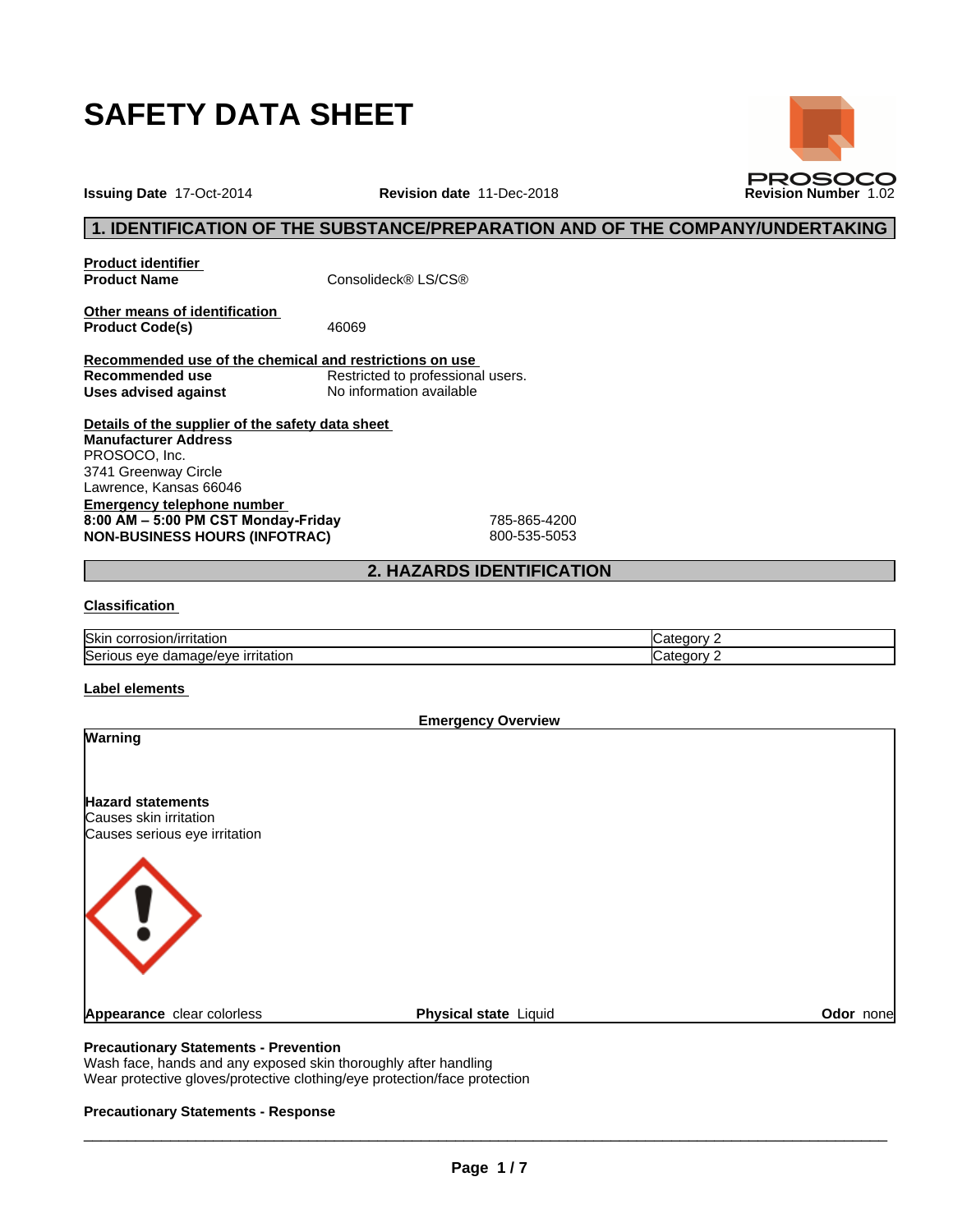# SAFETY DATA SHEET

**Issuing Date** 17-Oct-2014 **Revision date** 11-Dec-2018 **Revision Number** 1.02

## 1. IDENTIFICATION OF THE SUBSTANCE/PREPARATION AND OF THE COMPANY/UNDERTAKING

**Product identifier**

**Product Name** Consolideck® LS/CS®

**Other means of identification**

**Product Code(s)** 46069

**Recommended use of the chemical and restrictions on use**

**Recommended use** Restricted to professional users.

**Uses advised against** No information available

**Details of the supplier of the safety data sheet**

**Manufacturer Address**
PROSOCO, Inc.
3741 Greenway Circle
Lawrence, Kansas 66046

**Emergency telephone number**

**8:00 AM – 5:00 PM CST Monday-Friday** 785-865-4200
**NON-BUSINESS HOURS (INFOTRAC)** 800-535-5053

## 2. HAZARDS IDENTIFICATION

**Classification**

| | |
|---|---|
| Skin corrosion/irritation | Category 2 |
| Serious eye damage/eye irritation | Category 2 |

**Label elements**

**Emergency Overview**

**Warning**

**Hazard statements**
Causes skin irritation
Causes serious eye irritation

**Appearance** clear colorless **Physical state** Liquid **Odor** none

**Precautionary Statements - Prevention**
Wash face, hands and any exposed skin thoroughly after handling
Wear protective gloves/protective clothing/eye protection/face protection

**Precautionary Statements - Response**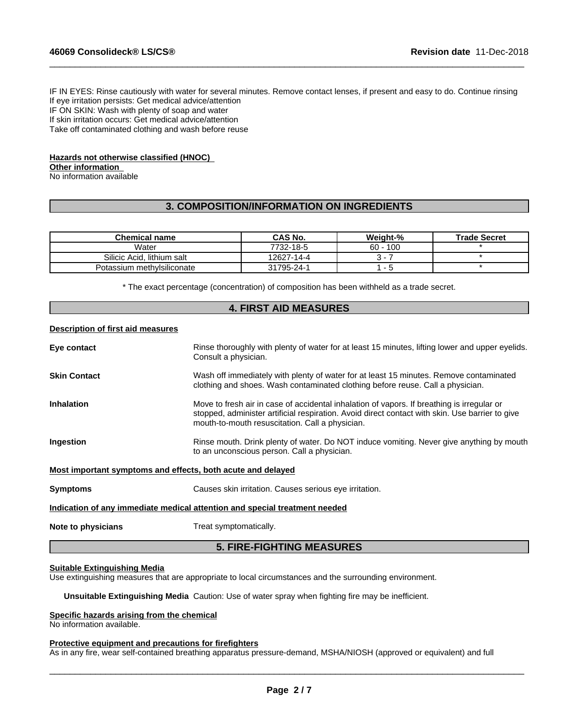IF IN EYES: Rinse cautiously with water for several minutes. Remove contact lenses, if present and easy to do. Continue rinsing
If eye irritation persists: Get medical advice/attention
IF ON SKIN: Wash with plenty of soap and water
If skin irritation occurs: Get medical advice/attention
Take off contaminated clothing and wash before reuse

**Hazards not otherwise classified (HNOC)**
**Other information**
No information available

## 3. COMPOSITION/INFORMATION ON INGREDIENTS

| Chemical name | CAS No. | Weight-% | Trade Secret |
|---|---|---|---|
| Water | 7732-18-5 | 60 - 100 | * |
| Silicic Acid, lithium salt | 12627-14-4 | 3 - 7 | * |
| Potassium methylsiliconate | 31795-24-1 | 1 - 5 | * |

* The exact percentage (concentration) of composition has been withheld as a trade secret.

## 4. FIRST AID MEASURES

**Description of first aid measures**

**Eye contact** Rinse thoroughly with plenty of water for at least 15 minutes, lifting lower and upper eyelids. Consult a physician.

**Skin Contact** Wash off immediately with plenty of water for at least 15 minutes. Remove contaminated clothing and shoes. Wash contaminated clothing before reuse. Call a physician.

**Inhalation** Move to fresh air in case of accidental inhalation of vapors. If breathing is irregular or stopped, administer artificial respiration. Avoid direct contact with skin. Use barrier to give mouth-to-mouth resuscitation. Call a physician.

**Ingestion** Rinse mouth. Drink plenty of water. Do NOT induce vomiting. Never give anything by mouth to an unconscious person. Call a physician.

**Most important symptoms and effects, both acute and delayed**

**Symptoms** Causes skin irritation. Causes serious eye irritation.

**Indication of any immediate medical attention and special treatment needed**

**Note to physicians** Treat symptomatically.

## 5. FIRE-FIGHTING MEASURES

**Suitable Extinguishing Media**
Use extinguishing measures that are appropriate to local circumstances and the surrounding environment.

**Unsuitable Extinguishing Media** Caution: Use of water spray when fighting fire may be inefficient.

**Specific hazards arising from the chemical**
No information available.

**Protective equipment and precautions for firefighters**
As in any fire, wear self-contained breathing apparatus pressure-demand, MSHA/NIOSH (approved or equivalent) and full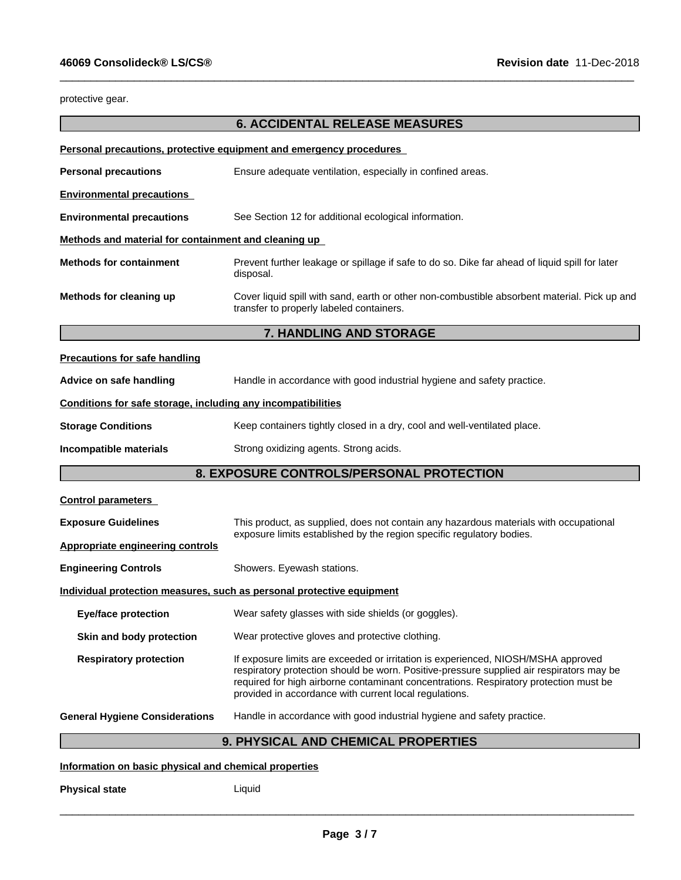protective gear.

## 6. ACCIDENTAL RELEASE MEASURES

**Personal precautions, protective equipment and emergency procedures**

**Personal precautions** Ensure adequate ventilation, especially in confined areas.

**Environmental precautions**

**Environmental precautions** See Section 12 for additional ecological information.

**Methods and material for containment and cleaning up**

**Methods for containment** Prevent further leakage or spillage if safe to do so. Dike far ahead of liquid spill for later disposal.

**Methods for cleaning up** Cover liquid spill with sand, earth or other non-combustible absorbent material. Pick up and transfer to properly labeled containers.

## 7. HANDLING AND STORAGE

**Precautions for safe handling**

**Advice on safe handling** Handle in accordance with good industrial hygiene and safety practice.

**Conditions for safe storage, including any incompatibilities**

**Storage Conditions** Keep containers tightly closed in a dry, cool and well-ventilated place.

**Incompatible materials** Strong oxidizing agents. Strong acids.

## 8. EXPOSURE CONTROLS/PERSONAL PROTECTION

**Control parameters**

**Exposure Guidelines** This product, as supplied, does not contain any hazardous materials with occupational exposure limits established by the region specific regulatory bodies.

**Appropriate engineering controls**

**Engineering Controls** Showers. Eyewash stations.

**Individual protection measures, such as personal protective equipment**

**Eye/face protection** Wear safety glasses with side shields (or goggles).

**Skin and body protection** Wear protective gloves and protective clothing.

**Respiratory protection** If exposure limits are exceeded or irritation is experienced, NIOSH/MSHA approved respiratory protection should be worn. Positive-pressure supplied air respirators may be required for high airborne contaminant concentrations. Respiratory protection must be provided in accordance with current local regulations.

**General Hygiene Considerations** Handle in accordance with good industrial hygiene and safety practice.

## 9. PHYSICAL AND CHEMICAL PROPERTIES

**Information on basic physical and chemical properties**

**Physical state** Liquid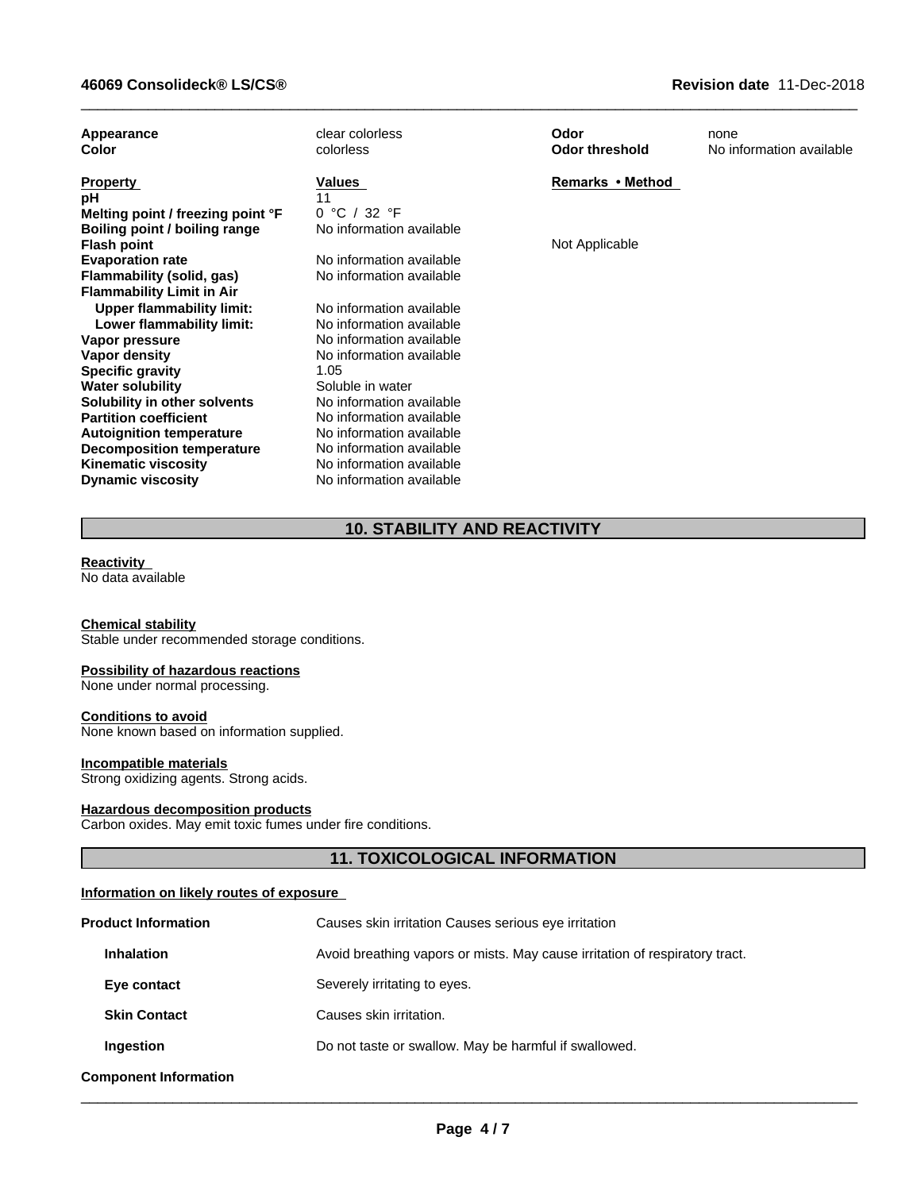| Appearance | clear colorless | Odor | none |
| --- | --- | --- | --- |
| Color | colorless | Odor threshold | No information available |

| Property | Values | Remarks • Method |
| --- | --- | --- |
| pH | 11 | |
| Melting point / freezing point °F | 0 °C / 32 °F | |
| Boiling point / boiling range | No information available | |
| Flash point | | Not Applicable |
| Evaporation rate | No information available | |
| Flammability (solid, gas) | No information available | |
| Flammability Limit in Air | | |
| Upper flammability limit: | No information available | |
| Lower flammability limit: | No information available | |
| Vapor pressure | No information available | |
| Vapor density | No information available | |
| Specific gravity | 1.05 | |
| Water solubility | Soluble in water | |
| Solubility in other solvents | No information available | |
| Partition coefficient | No information available | |
| Autoignition temperature | No information available | |
| Decomposition temperature | No information available | |
| Kinematic viscosity | No information available | |
| Dynamic viscosity | No information available | |

## 10. STABILITY AND REACTIVITY

**Reactivity**
No data available

**Chemical stability**
Stable under recommended storage conditions.

**Possibility of hazardous reactions**
None under normal processing.

**Conditions to avoid**
None known based on information supplied.

**Incompatible materials**
Strong oxidizing agents. Strong acids.

**Hazardous decomposition products**
Carbon oxides. May emit toxic fumes under fire conditions.

## 11. TOXICOLOGICAL INFORMATION

**Information on likely routes of exposure**

| | |
| --- | --- |
| **Product Information** | Causes skin irritation Causes serious eye irritation |
| **Inhalation** | Avoid breathing vapors or mists. May cause irritation of respiratory tract. |
| **Eye contact** | Severely irritating to eyes. |
| **Skin Contact** | Causes skin irritation. |
| **Ingestion** | Do not taste or swallow. May be harmful if swallowed. |

**Component Information**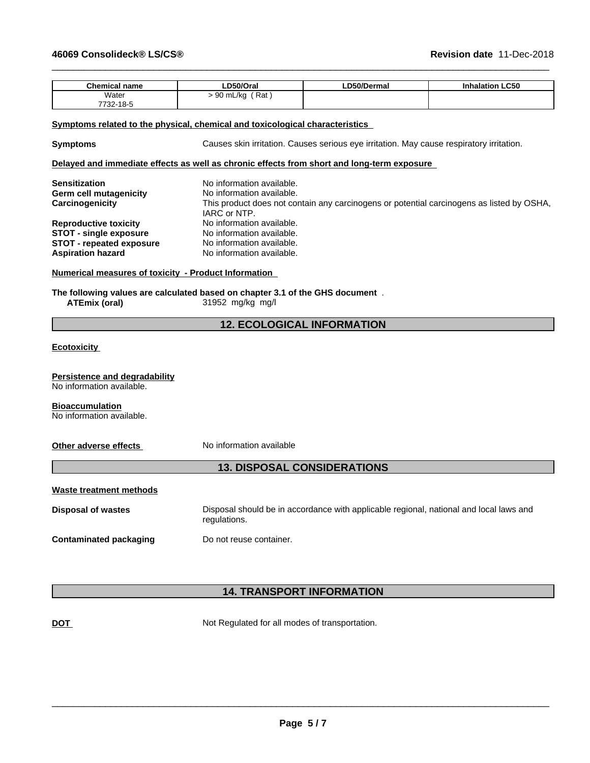| Chemical name | LD50/Oral | LD50/Dermal | Inhalation LC50 |
|---|---|---|---|
| Water<br>7732-18-5 | > 90 mL/kg ( Rat ) | | |

**Symptoms related to the physical, chemical and toxicological characteristics**

**Symptoms** Causes skin irritation. Causes serious eye irritation. May cause respiratory irritation.

**Delayed and immediate effects as well as chronic effects from short and long-term exposure**

**Sensitization** No information available.
**Germ cell mutagenicity** No information available.
**Carcinogenicity** This product does not contain any carcinogens or potential carcinogens as listed by OSHA, IARC or NTP.
**Reproductive toxicity** No information available.
**STOT - single exposure** No information available.
**STOT - repeated exposure** No information available.
**Aspiration hazard** No information available.

**Numerical measures of toxicity - Product Information**

**The following values are calculated based on chapter 3.1 of the GHS document** .
**ATEmix (oral)** 31952 mg/kg mg/l

## 12. ECOLOGICAL INFORMATION

**Ecotoxicity**

**Persistence and degradability**
No information available.

**Bioaccumulation**
No information available.

**Other adverse effects** No information available

## 13. DISPOSAL CONSIDERATIONS

**Waste treatment methods**

**Disposal of wastes** Disposal should be in accordance with applicable regional, national and local laws and regulations.

**Contaminated packaging** Do not reuse container.

## 14. TRANSPORT INFORMATION

**DOT** Not Regulated for all modes of transportation.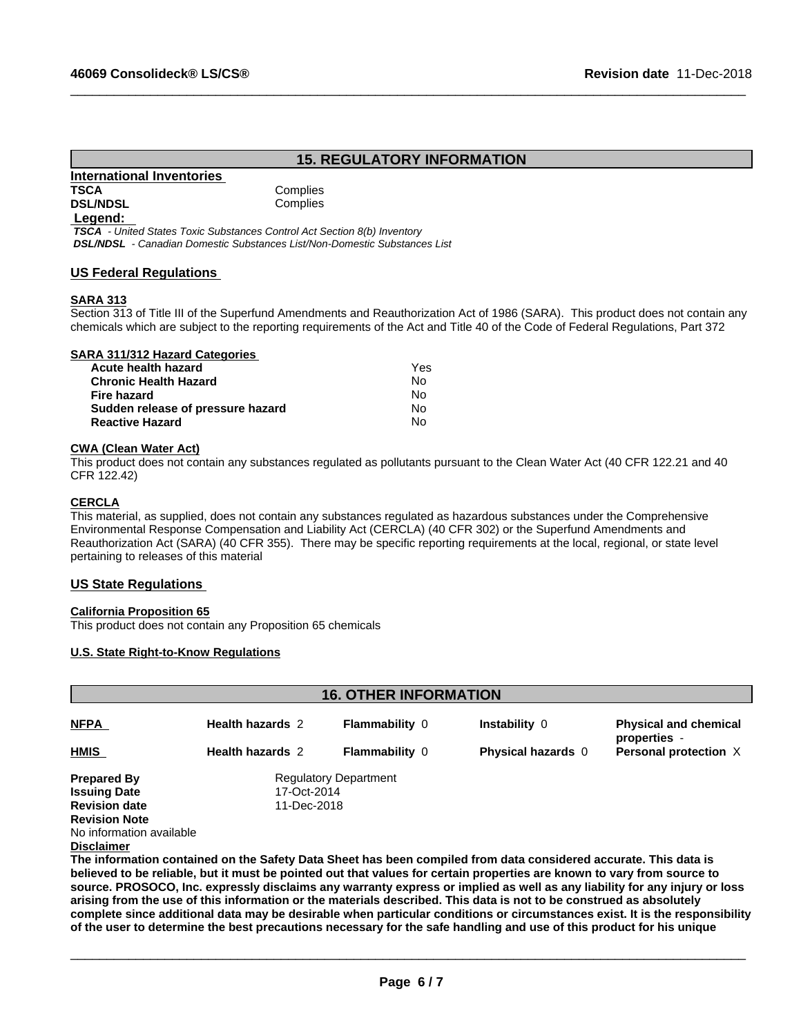## 15. REGULATORY INFORMATION

### International Inventories

| | |
|---|---|
| **TSCA** | Complies |
| **DSL/NDSL** | Complies |

**Legend:**

*TSCA - United States Toxic Substances Control Act Section 8(b) Inventory*
*DSL/NDSL - Canadian Domestic Substances List/Non-Domestic Substances List*

### US Federal Regulations

**SARA 313**

Section 313 of Title III of the Superfund Amendments and Reauthorization Act of 1986 (SARA). This product does not contain any chemicals which are subject to the reporting requirements of the Act and Title 40 of the Code of Federal Regulations, Part 372

**SARA 311/312 Hazard Categories**

| | |
|---|---|
| **Acute health hazard** | Yes |
| **Chronic Health Hazard** | No |
| **Fire hazard** | No |
| **Sudden release of pressure hazard** | No |
| **Reactive Hazard** | No |

**CWA (Clean Water Act)**

This product does not contain any substances regulated as pollutants pursuant to the Clean Water Act (40 CFR 122.21 and 40 CFR 122.42)

**CERCLA**

This material, as supplied, does not contain any substances regulated as hazardous substances under the Comprehensive Environmental Response Compensation and Liability Act (CERCLA) (40 CFR 302) or the Superfund Amendments and Reauthorization Act (SARA) (40 CFR 355). There may be specific reporting requirements at the local, regional, or state level pertaining to releases of this material

### US State Regulations

**California Proposition 65**

This product does not contain any Proposition 65 chemicals

**U.S. State Right-to-Know Regulations**

## 16. OTHER INFORMATION

| | | | | |
|---|---|---|---|---|
| **NFPA** | **Health hazards** 2 | **Flammability** 0 | **Instability** 0 | **Physical and chemical properties** - |
| **HMIS** | **Health hazards** 2 | **Flammability** 0 | **Physical hazards** 0 | **Personal protection** X |

| | |
|---|---|
| **Prepared By** | Regulatory Department |
| **Issuing Date** | 17-Oct-2014 |
| **Revision date** | 11-Dec-2018 |

**Revision Note**

No information available

**Disclaimer**

**The information contained on the Safety Data Sheet has been compiled from data considered accurate. This data is believed to be reliable, but it must be pointed out that values for certain properties are known to vary from source to source. PROSOCO, Inc. expressly disclaims any warranty express or implied as well as any liability for any injury or loss arising from the use of this information or the materials described. This data is not to be construed as absolutely complete since additional data may be desirable when particular conditions or circumstances exist. It is the responsibility of the user to determine the best precautions necessary for the safe handling and use of this product for his unique**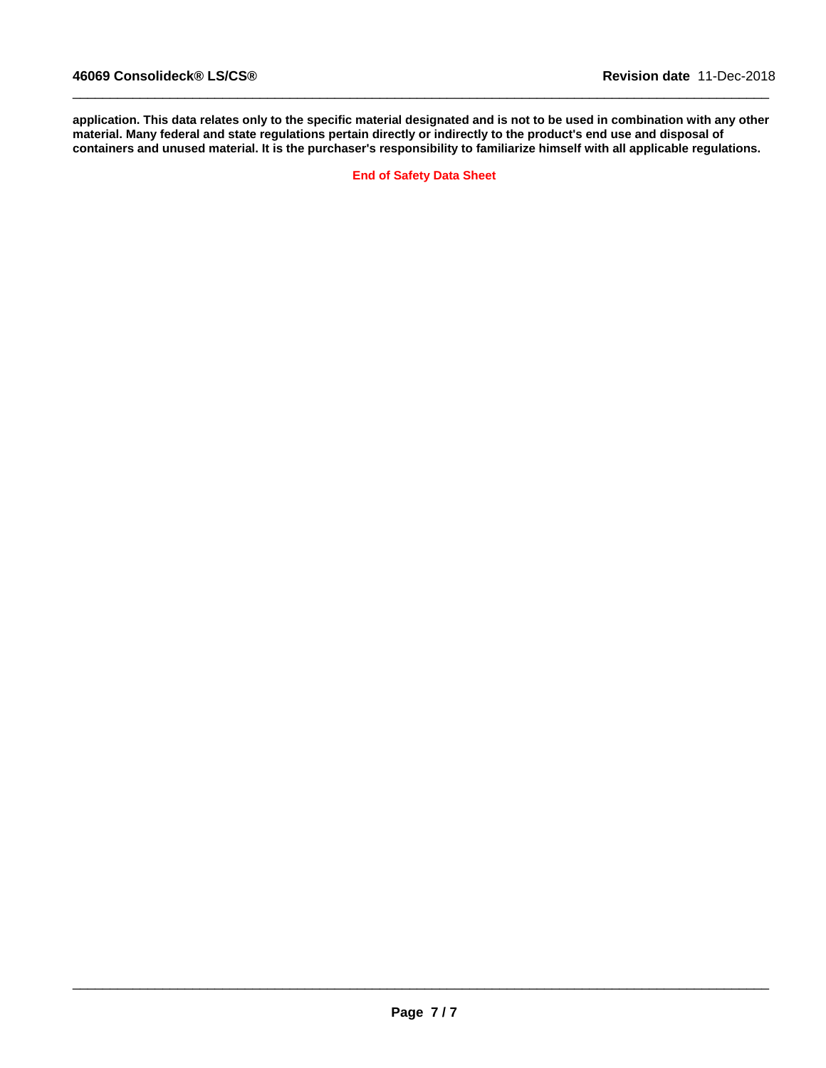**application. This data relates only to the specific material designated and is not to be used in combination with any other material. Many federal and state regulations pertain directly or indirectly to the product's end use and disposal of containers and unused material. It is the purchaser's responsibility to familiarize himself with all applicable regulations.**

**End of Safety Data Sheet**